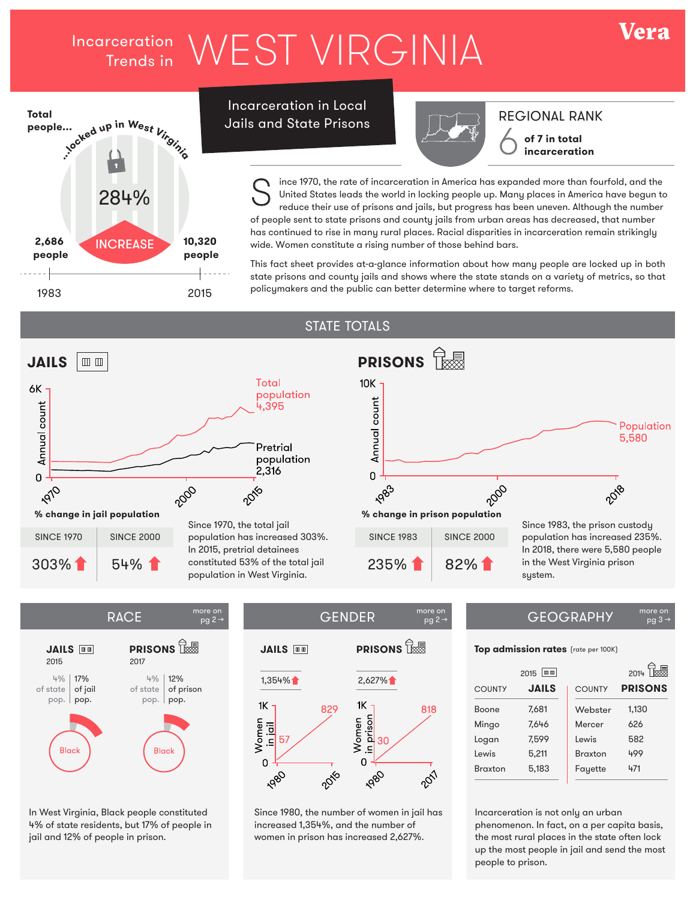# Incarceration Trends in WEST VIRGINIA

Vera

**Total people...** ...locked up in West Virginia

284% INCREASE

2,686 people — 1983

10,320 people — 2015

## Incarceration in Local Jails and State Prisons

### REGIONAL RANK

6 **of 7 in total incarceration**

Since 1970, the rate of incarceration in America has expanded more than fourfold, and the United States leads the world in locking people up. Many places in America have begun to reduce their use of prisons and jails, but progress has been uneven. Although the number of people sent to state prisons and county jails from urban areas has decreased, that number has continued to rise in many rural places. Racial disparities in incarceration remain strikingly wide. Women constitute a rising number of those behind bars.

This fact sheet provides at-a-glance information about how many people are locked up in both state prisons and county jails and shows where the state stands on a variety of metrics, so that policymakers and the public can better determine where to target reforms.

## STATE TOTALS

### JAILS

Annual count (0 – 6K), 1970 – 2000 – 2015

Total population 4,395

Pretrial population 2,316

**% change in jail population**

| SINCE 1970 | SINCE 2000 |
|---|---|
| 303% ↑ | 54% ↑ |

Since 1970, the total jail population has increased 303%. In 2015, pretrial detainees constituted 53% of the total jail population in West Virginia.

### PRISONS

Annual count (0 – 10K), 1983 – 2000 – 2018

Population 5,580

**% change in prison population**

| SINCE 1983 | SINCE 2000 |
|---|---|
| 235% ↑ | 82% ↑ |

Since 1983, the prison custody population has increased 235%. In 2018, there were 5,580 people in the West Virginia prison system.

## RACE

more on pg 2 →

**JAILS** 2015

4% of state pop. | 17% of jail pop.

**PRISONS** 2017

4% of state pop. | 12% of prison pop.

Black

In West Virginia, Black people constituted 4% of state residents, but 17% of people in jail and 12% of people in prison.

## GENDER

more on pg 2 →

**JAILS**

1,354% ↑

Women in jail: 57 (1980) → 829 (2015)

**PRISONS**

2,627% ↑

Women in prison: 30 (1980) → 818 (2017)

Since 1980, the number of women in jail has increased 1,354%, and the number of women in prison has increased 2,627%.

## GEOGRAPHY

more on pg 3 →

**Top admission rates** (rate per 100K)

| COUNTY | JAILS (2015) | COUNTY | PRISONS (2014) |
|---|---|---|---|
| Boone | 7,681 | Webster | 1,130 |
| Mingo | 7,646 | Mercer | 626 |
| Logan | 7,599 | Lewis | 582 |
| Lewis | 5,211 | Braxton | 499 |
| Braxton | 5,183 | Fayette | 471 |

Incarceration is not only an urban phenomenon. In fact, on a per capita basis, the most rural places in the state often lock up the most people in jail and send the most people to prison.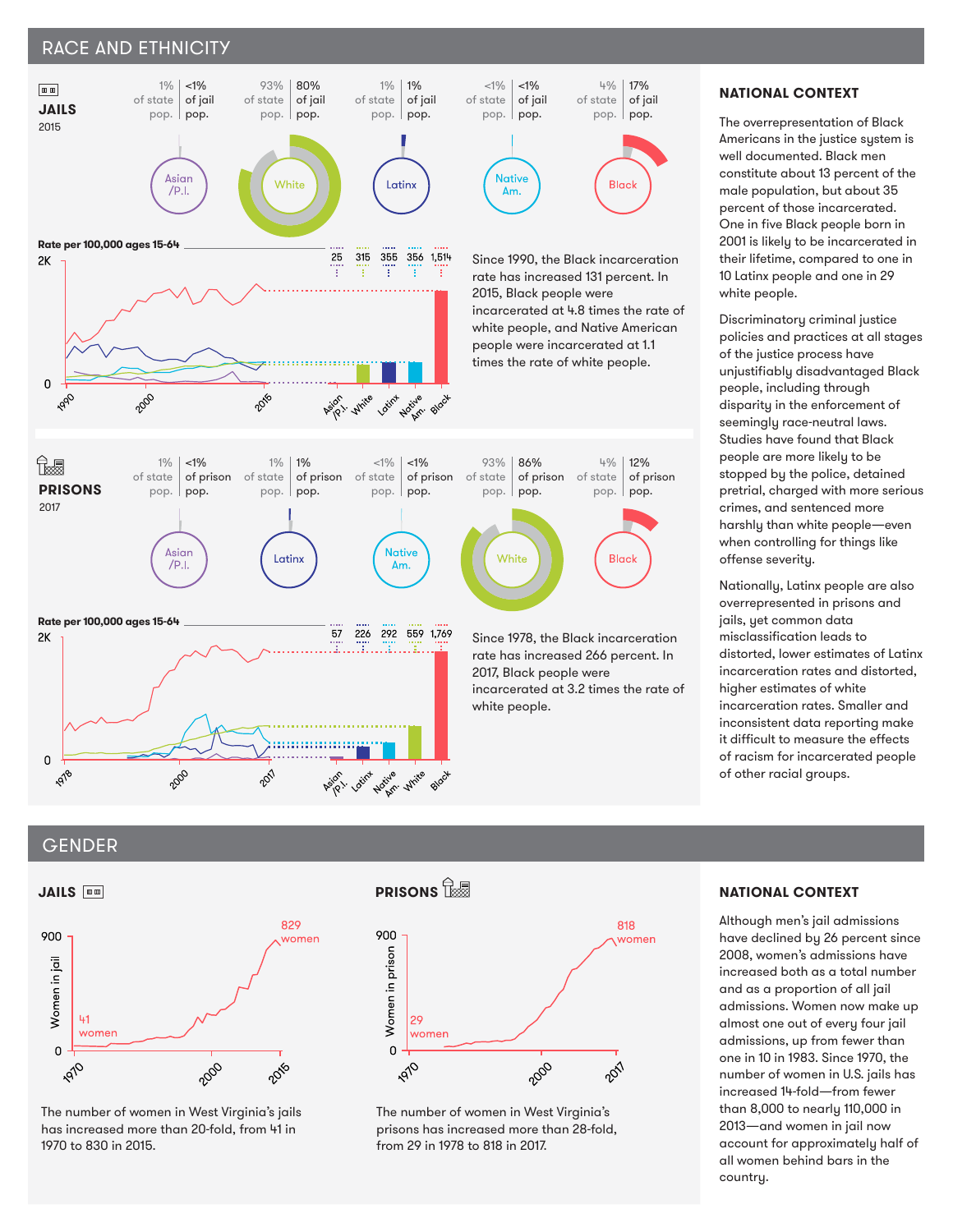## RACE AND ETHNICITY

### JAILS
2015

| | Asian/P.I. | White | Latinx | Native Am. | Black |
|---|---|---|---|---|---|
| of state pop. | 1% | 93% | 1% | <1% | 4% |
| of jail pop. | <1% | 80% | 1% | <1% | 17% |

Rate per 100,000 ages 15-64

| Asian/P.I. | White | Latinx | Native Am. | Black |
|---|---|---|---|---|
| 25 | 315 | 355 | 356 | 1,514 |

Since 1990, the Black incarceration rate has increased 131 percent. In 2015, Black people were incarcerated at 4.8 times the rate of white people, and Native American people were incarcerated at 1.1 times the rate of white people.

### PRISONS
2017

| | Asian/P.I. | Latinx | Native Am. | White | Black |
|---|---|---|---|---|---|
| of state pop. | 1% | 1% | <1% | 93% | 4% |
| of prison pop. | <1% | 1% | <1% | 86% | 12% |

Rate per 100,000 ages 15-64

| Asian/P.I. | Latinx | Native Am. | White | Black |
|---|---|---|---|---|
| 57 | 226 | 292 | 559 | 1,769 |

Since 1978, the Black incarceration rate has increased 266 percent. In 2017, Black people were incarcerated at 3.2 times the rate of white people.

### NATIONAL CONTEXT

The overrepresentation of Black Americans in the justice system is well documented. Black men constitute about 13 percent of the male population, but about 35 percent of those incarcerated. One in five Black people born in 2001 is likely to be incarcerated in their lifetime, compared to one in 10 Latinx people and one in 29 white people.

Discriminatory criminal justice policies and practices at all stages of the justice process have unjustifiably disadvantaged Black people, including through disparity in the enforcement of seemingly race-neutral laws. Studies have found that Black people are more likely to be stopped by the police, detained pretrial, charged with more serious crimes, and sentenced more harshly than white people—even when controlling for things like offense severity.

Nationally, Latinx people are also overrepresented in prisons and jails, yet common data misclassification leads to distorted, lower estimates of Latinx incarceration rates and distorted, higher estimates of white incarceration rates. Smaller and inconsistent data reporting make it difficult to measure the effects of racism for incarcerated people of other racial groups.

## GENDER

### JAILS

Women in jail: 41 women (1970); 829 women (2015)

The number of women in West Virginia's jails has increased more than 20-fold, from 41 in 1970 to 830 in 2015.

### PRISONS

Women in prison: 29 women (1978); 818 women (2017)

The number of women in West Virginia's prisons has increased more than 28-fold, from 29 in 1978 to 818 in 2017.

### NATIONAL CONTEXT

Although men's jail admissions have declined by 26 percent since 2008, women's admissions have increased both as a total number and as a proportion of all jail admissions. Women now make up almost one out of every four jail admissions, up from fewer than one in 10 in 1983. Since 1970, the number of women in U.S. jails has increased 14-fold—from fewer than 8,000 to nearly 110,000 in 2013—and women in jail now account for approximately half of all women behind bars in the country.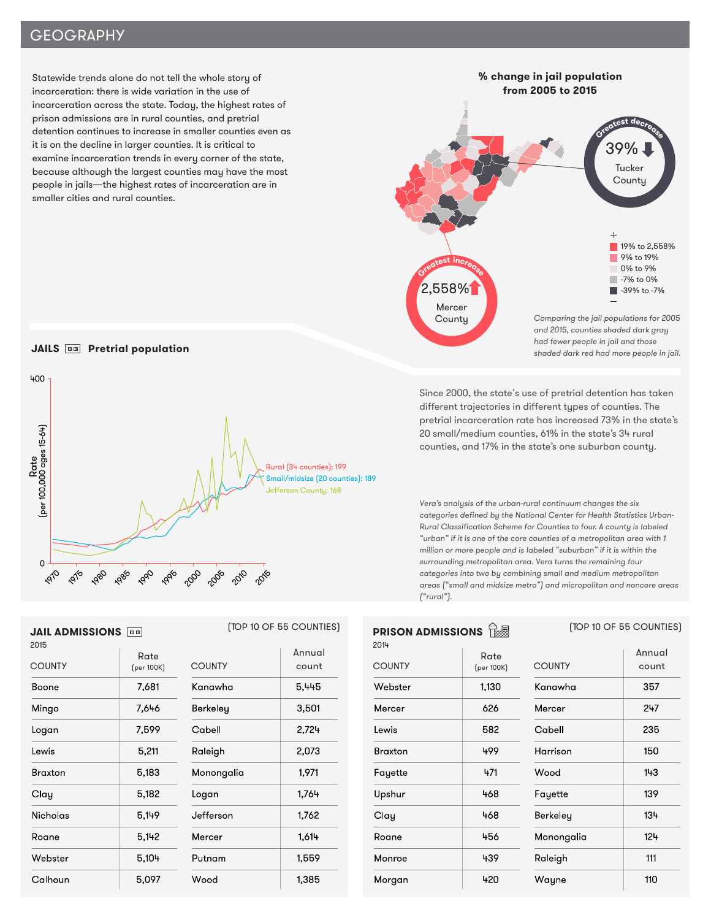## GEOGRAPHY

Statewide trends alone do not tell the whole story of incarceration: there is wide variation in the use of incarceration across the state. Today, the highest rates of prison admissions are in rural counties, and pretrial detention continues to increase in smaller counties even as it is on the decline in larger counties. It is critical to examine incarceration trends in every corner of the state, because although the largest counties may have the most people in jails—the highest rates of incarceration are in smaller cities and rural counties.

**% change in jail population from 2005 to 2015**

Greatest decrease: 39% — Tucker County

Greatest increase: 2,558% — Mercer County

- 19% to 2,558%
- 9% to 19%
- 0% to 9%
- -7% to 0%
- -39% to -7%

*Comparing the jail populations for 2005 and 2015, counties shaded dark gray had fewer people in jail and those shaded dark red had more people in jail.*

**JAILS** **Pretrial population**

Rate (per 100,000 ages 15-64)

- Rural (34 counties): 199
- Small/midsize (20 counties): 189
- Jefferson County: 168

Since 2000, the state's use of pretrial detention has taken different trajectories in different types of counties. The pretrial incarceration rate has increased 73% in the state's 20 small/medium counties, 61% in the state's 34 rural counties, and 17% in the state's one suburban county.

*Vera's analysis of the urban-rural continuum changes the six categories defined by the National Center for Health Statistics Urban-Rural Classification Scheme for Counties to four. A county is labeled "urban" if it is one of the core counties of a metropolitan area with 1 million or more people and is labeled "suburban" if it is within the surrounding metropolitan area. Vera turns the remaining four categories into two by combining small and medium metropolitan areas ("small and midsize metro") and micropolitan and noncore areas ("rural").*

**JAIL ADMISSIONS** 2015 (TOP 10 OF 55 COUNTIES)

| COUNTY | Rate (per 100K) | COUNTY | Annual count |
|---|---|---|---|
| Boone | 7,681 | Kanawha | 5,445 |
| Mingo | 7,646 | Berkeley | 3,501 |
| Logan | 7,599 | Cabell | 2,724 |
| Lewis | 5,211 | Raleigh | 2,073 |
| Braxton | 5,183 | Monongalia | 1,971 |
| Clay | 5,182 | Logan | 1,764 |
| Nicholas | 5,149 | Jefferson | 1,762 |
| Roane | 5,142 | Mercer | 1,614 |
| Webster | 5,104 | Putnam | 1,559 |
| Calhoun | 5,097 | Wood | 1,385 |

**PRISON ADMISSIONS** 2014 (TOP 10 OF 55 COUNTIES)

| COUNTY | Rate (per 100K) | COUNTY | Annual count |
|---|---|---|---|
| Webster | 1,130 | Kanawha | 357 |
| Mercer | 626 | Mercer | 247 |
| Lewis | 582 | Cabell | 235 |
| Braxton | 499 | Harrison | 150 |
| Fayette | 471 | Wood | 143 |
| Upshur | 468 | Fayette | 139 |
| Clay | 468 | Berkeley | 134 |
| Roane | 456 | Monongalia | 124 |
| Monroe | 439 | Raleigh | 111 |
| Morgan | 420 | Wayne | 110 |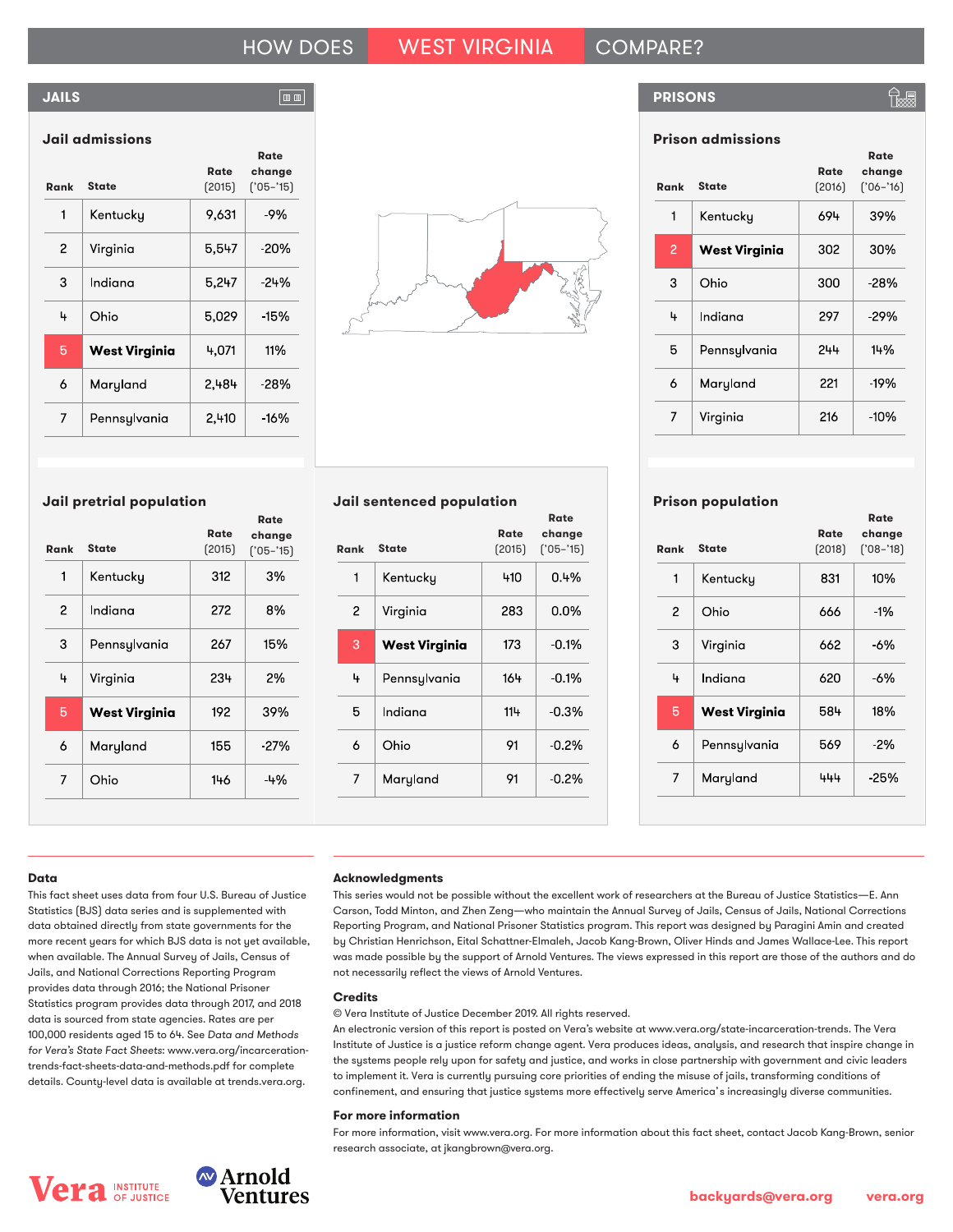# HOW DOES WEST VIRGINIA COMPARE?

## JAILS

### Jail admissions

| Rank | State | Rate (2015) | Rate change ('05–'15) |
|---|---|---|---|
| 1 | Kentucky | 9,631 | -9% |
| 2 | Virginia | 5,547 | -20% |
| 3 | Indiana | 5,247 | -24% |
| 4 | Ohio | 5,029 | -15% |
| 5 | **West Virginia** | 4,071 | 11% |
| 6 | Maryland | 2,484 | -28% |
| 7 | Pennsylvania | 2,410 | -16% |

### Jail pretrial population

| Rank | State | Rate (2015) | Rate change ('05–'15) |
|---|---|---|---|
| 1 | Kentucky | 312 | 3% |
| 2 | Indiana | 272 | 8% |
| 3 | Pennsylvania | 267 | 15% |
| 4 | Virginia | 234 | 2% |
| 5 | **West Virginia** | 192 | 39% |
| 6 | Maryland | 155 | -27% |
| 7 | Ohio | 146 | -4% |

### Jail sentenced population

| Rank | State | Rate (2015) | Rate change ('05–'15) |
|---|---|---|---|
| 1 | Kentucky | 410 | 0.4% |
| 2 | Virginia | 283 | 0.0% |
| 3 | **West Virginia** | 173 | -0.1% |
| 4 | Pennsylvania | 164 | -0.1% |
| 5 | Indiana | 114 | -0.3% |
| 6 | Ohio | 91 | -0.2% |
| 7 | Maryland | 91 | -0.2% |

## PRISONS

### Prison admissions

| Rank | State | Rate (2016) | Rate change ('06–'16) |
|---|---|---|---|
| 1 | Kentucky | 694 | 39% |
| 2 | **West Virginia** | 302 | 30% |
| 3 | Ohio | 300 | -28% |
| 4 | Indiana | 297 | -29% |
| 5 | Pennsylvania | 244 | 14% |
| 6 | Maryland | 221 | -19% |
| 7 | Virginia | 216 | -10% |

### Prison population

| Rank | State | Rate (2018) | Rate change ('08–'18) |
|---|---|---|---|
| 1 | Kentucky | 831 | 10% |
| 2 | Ohio | 666 | -1% |
| 3 | Virginia | 662 | -6% |
| 4 | Indiana | 620 | -6% |
| 5 | **West Virginia** | 584 | 18% |
| 6 | Pennsylvania | 569 | -2% |
| 7 | Maryland | 444 | -25% |

### Data

This fact sheet uses data from four U.S. Bureau of Justice Statistics (BJS) data series and is supplemented with data obtained directly from state governments for the more recent years for which BJS data is not yet available, when available. The Annual Survey of Jails, Census of Jails, and National Corrections Reporting Program provides data through 2016; the National Prisoner Statistics program provides data through 2017, and 2018 data is sourced from state agencies. Rates are per 100,000 residents aged 15 to 64. See *Data and Methods for Vera's State Fact Sheets*: www.vera.org/incarceration-trends-fact-sheets-data-and-methods.pdf for complete details. County-level data is available at trends.vera.org.

### Acknowledgments

This series would not be possible without the excellent work of researchers at the Bureau of Justice Statistics—E. Ann Carson, Todd Minton, and Zhen Zeng—who maintain the Annual Survey of Jails, Census of Jails, National Corrections Reporting Program, and National Prisoner Statistics program. This report was designed by Paragini Amin and created by Christian Henrichson, Eital Schattner-Elmaleh, Jacob Kang-Brown, Oliver Hinds and James Wallace-Lee. This report was made possible by the support of Arnold Ventures. The views expressed in this report are those of the authors and do not necessarily reflect the views of Arnold Ventures.

### Credits

© Vera Institute of Justice December 2019. All rights reserved.

An electronic version of this report is posted on Vera's website at www.vera.org/state-incarceration-trends. The Vera Institute of Justice is a justice reform change agent. Vera produces ideas, analysis, and research that inspire change in the systems people rely upon for safety and justice, and works in close partnership with government and civic leaders to implement it. Vera is currently pursuing core priorities of ending the misuse of jails, transforming conditions of confinement, and ensuring that justice systems more effectively serve America's increasingly diverse communities.

### For more information

For more information, visit www.vera.org. For more information about this fact sheet, contact Jacob Kang-Brown, senior research associate, at jkangbrown@vera.org.

Vera Institute of Justice | Arnold Ventures

backyards@vera.org    vera.org